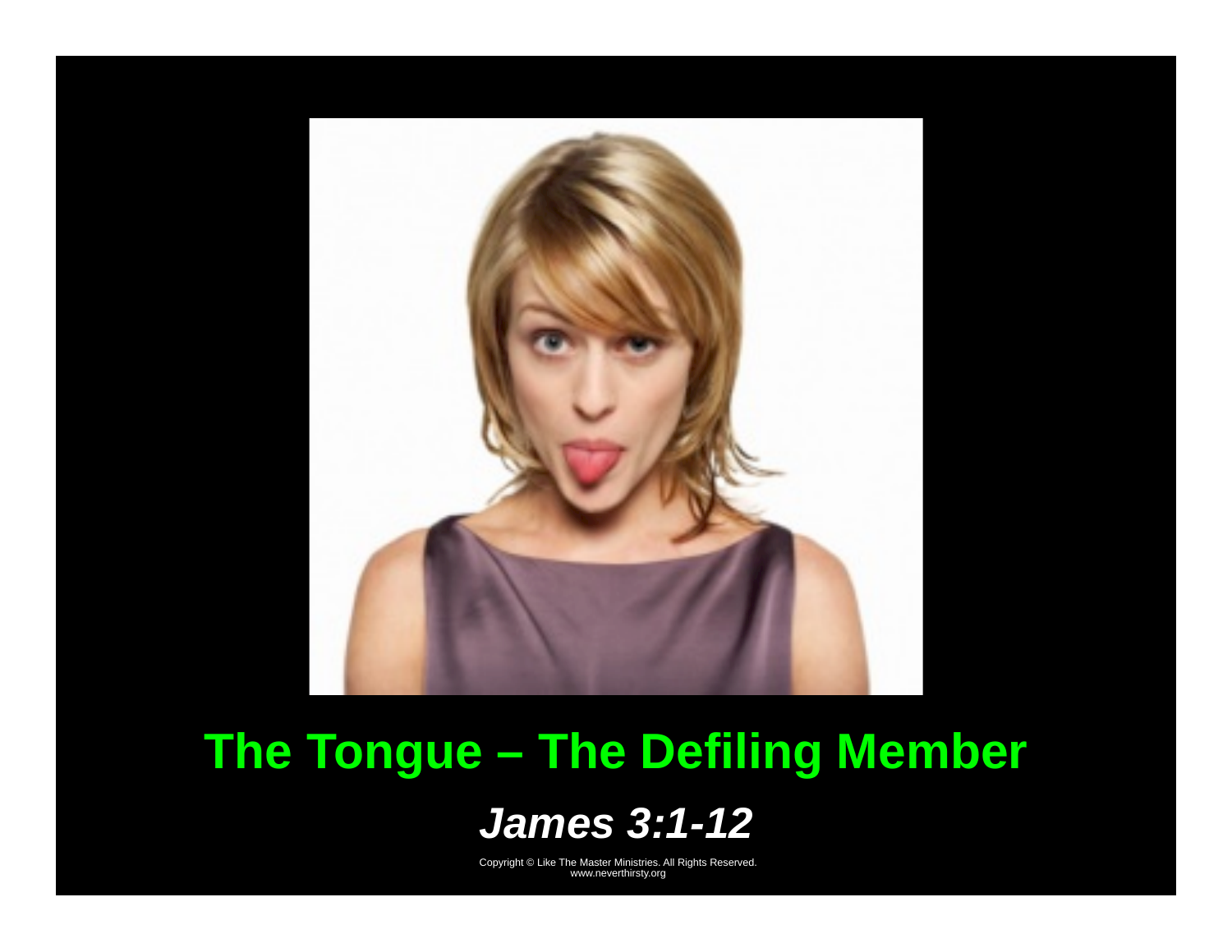# The Tongue – The Defiling Member

## *James 3:1-12*

Copyright © Like The Master Ministries. All Rights Reserved.
www.neverthirsty.org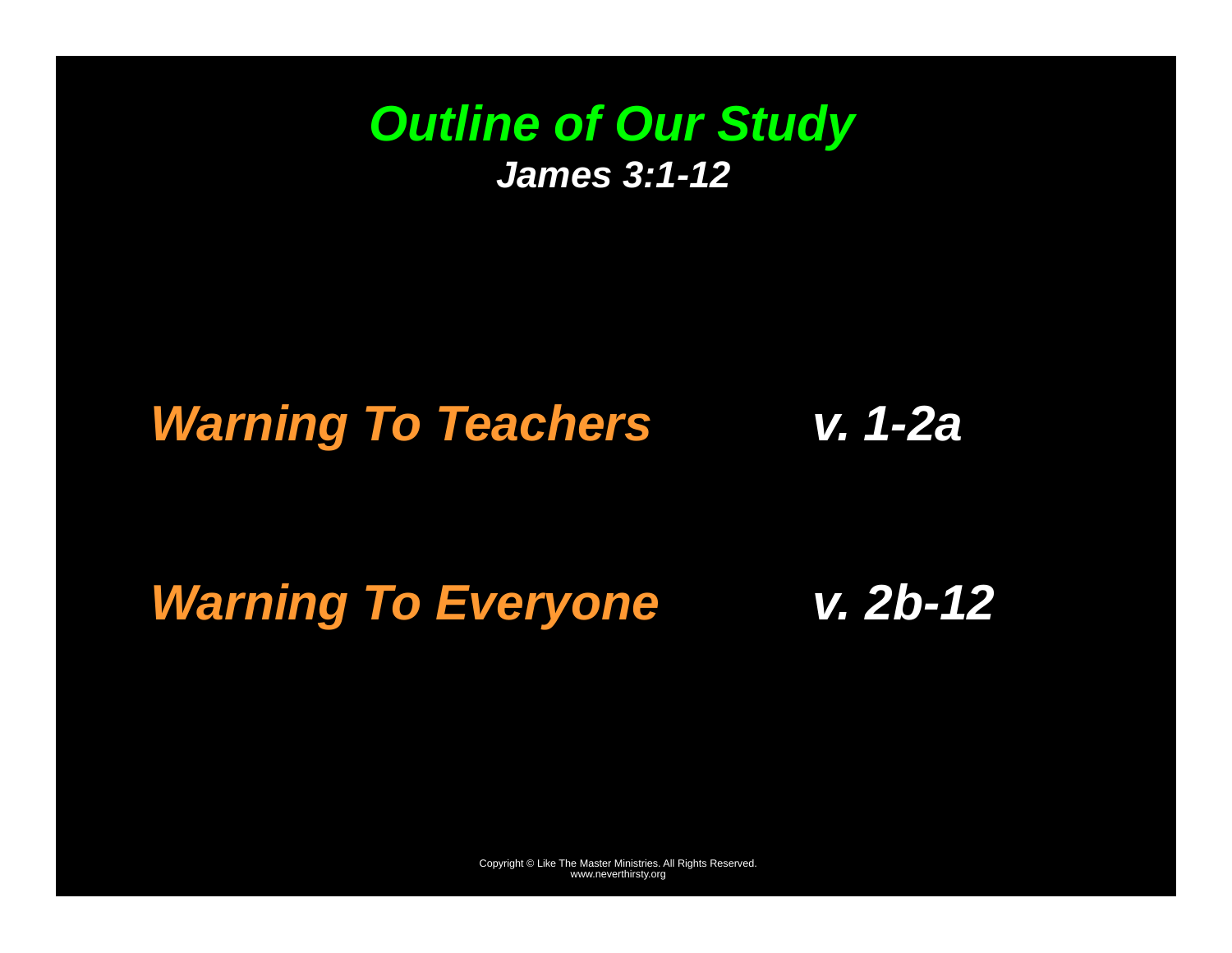# *Outline of Our Study*

***James 3:1-12***

***Warning To Teachers*** ***v. 1-2a***

***Warning To Everyone*** ***v. 2b-12***

Copyright © Like The Master Ministries. All Rights Reserved.
www.neverthirsty.org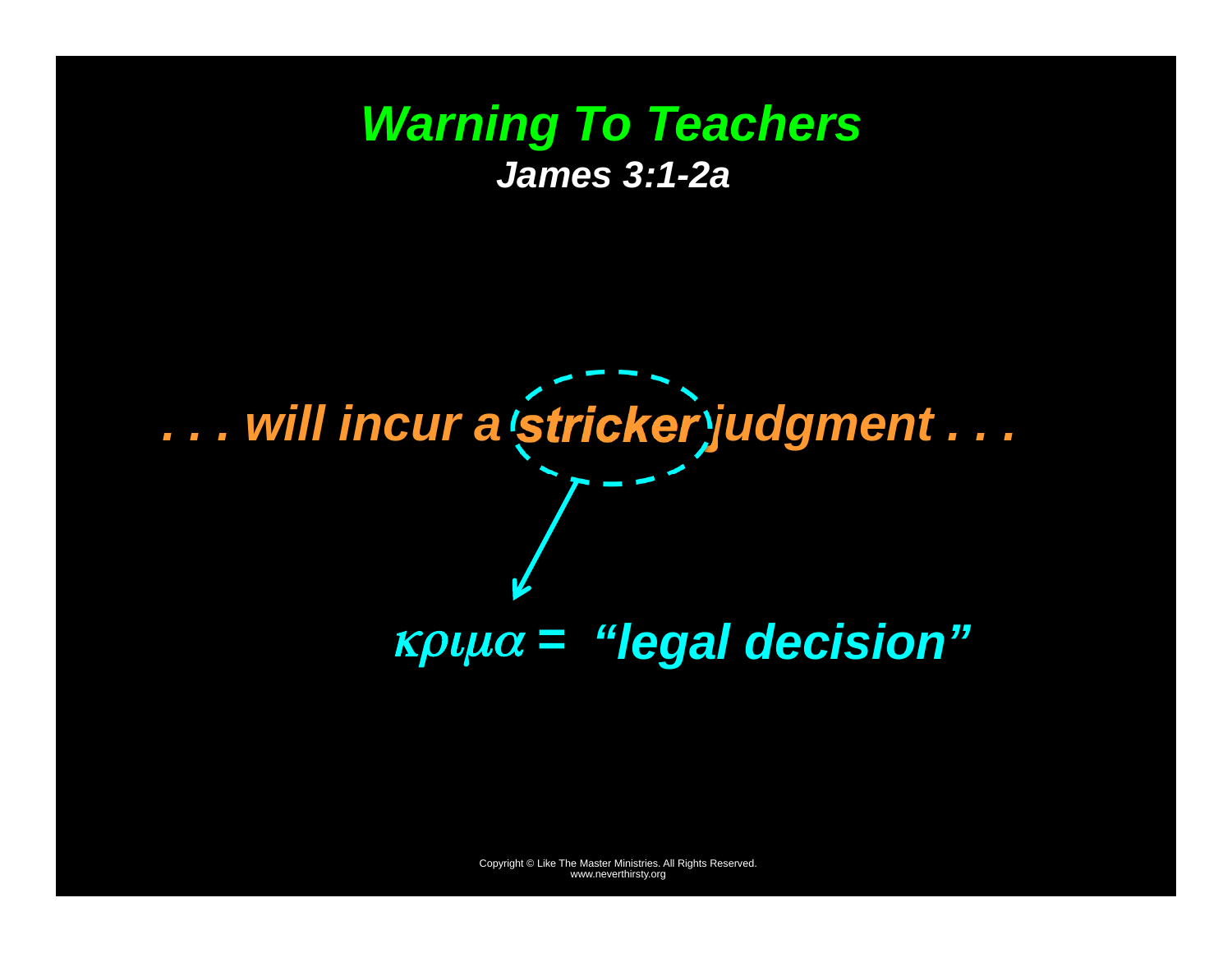# *Warning To Teachers*

### *James 3:1-2a*

*. . . will incur a **stricker** judgment . . .*

*κριμα = "legal decision"*

Copyright © Like The Master Ministries. All Rights Reserved.
www.neverthirsty.org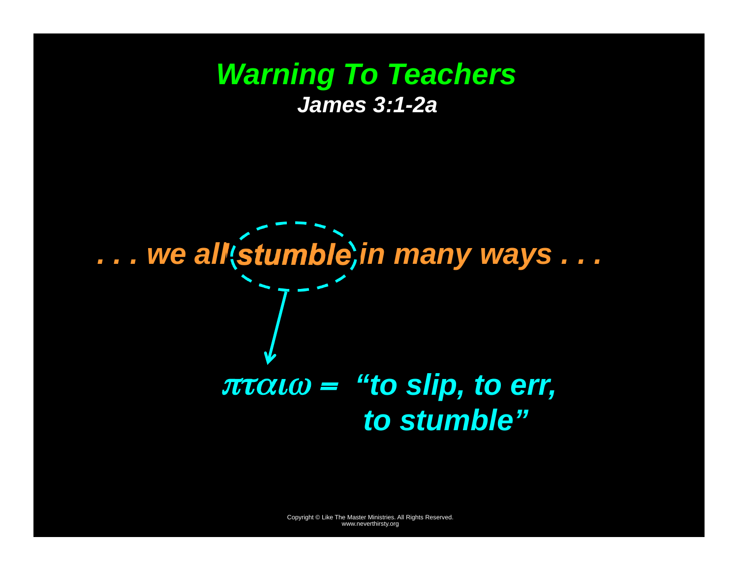# *Warning To Teachers*

### *James 3:1-2a*

*. . . we all **stumble** in many ways . . .*

*πταιω = "to slip, to err, to stumble"*

Copyright © Like The Master Ministries. All Rights Reserved.
www.neverthirsty.org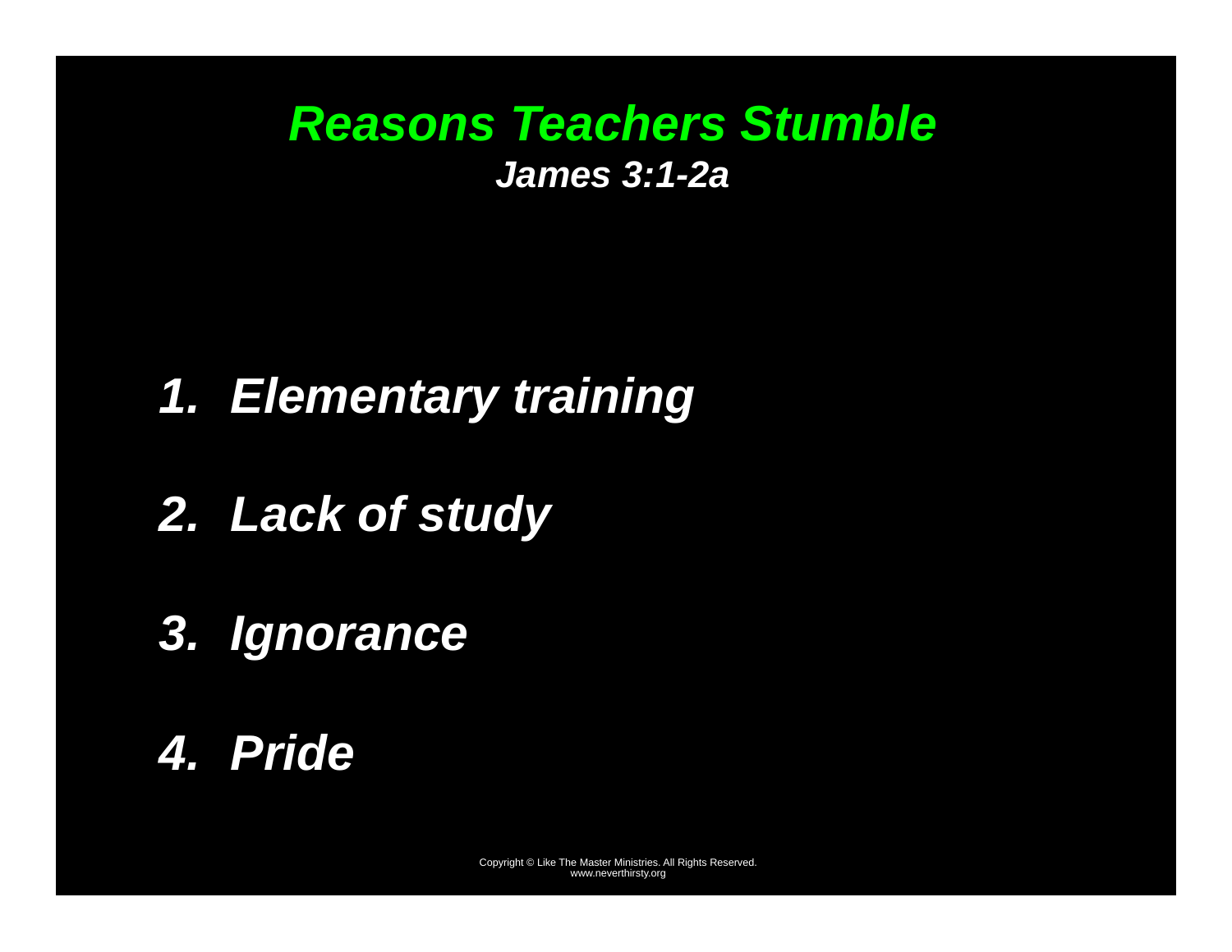# *Reasons Teachers Stumble*

***James 3:1-2a***

1. ***Elementary training***
2. ***Lack of study***
3. ***Ignorance***
4. ***Pride***

Copyright © Like The Master Ministries. All Rights Reserved.
www.neverthirsty.org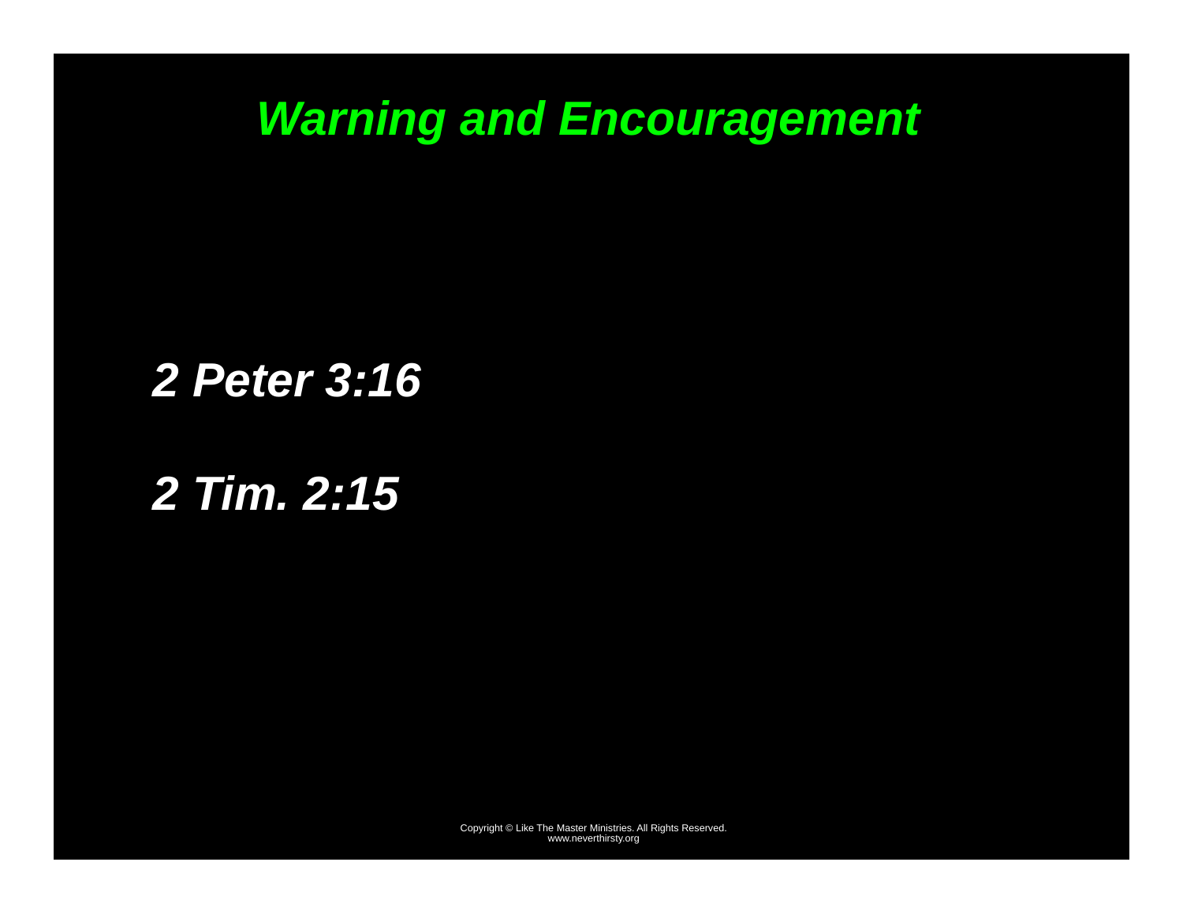# *Warning and Encouragement*

***2 Peter 3:16***

***2 Tim. 2:15***

Copyright © Like The Master Ministries. All Rights Reserved.
www.neverthirsty.org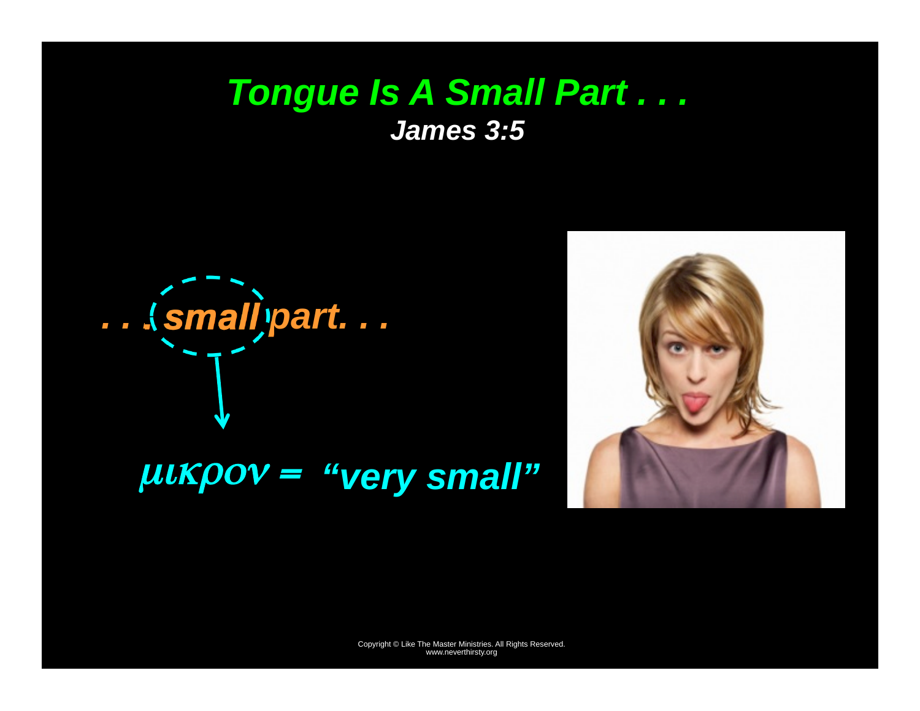# *Tongue Is A Small Part . . .*

## *James 3:5*

*. . . small part. . .*

*μικρον = "very small"*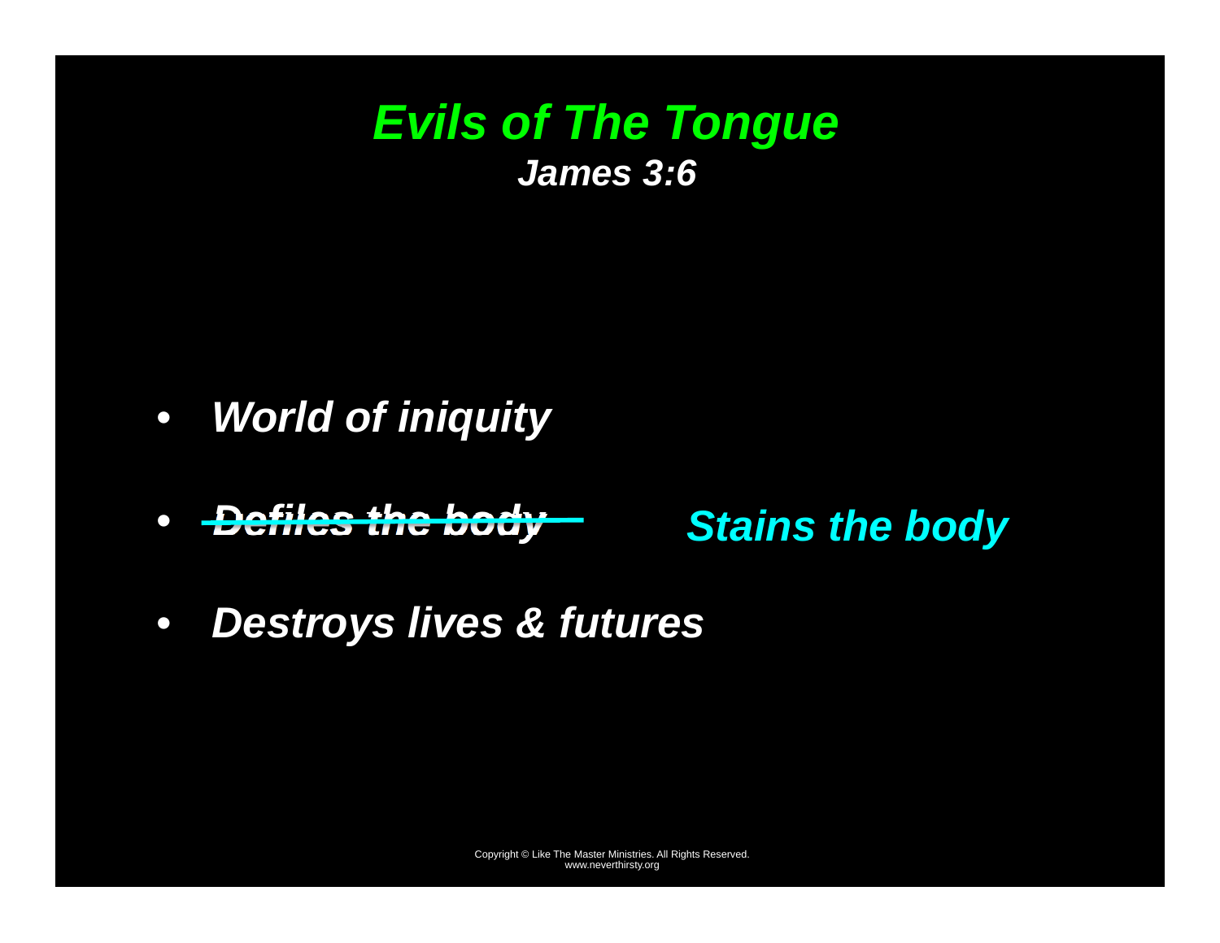# *Evils of The Tongue*

### *James 3:6*

- *World of iniquity*
- ~~*Defiles the body*~~ *Stains the body*
- *Destroys lives & futures*

Copyright © Like The Master Ministries. All Rights Reserved.
www.neverthirsty.org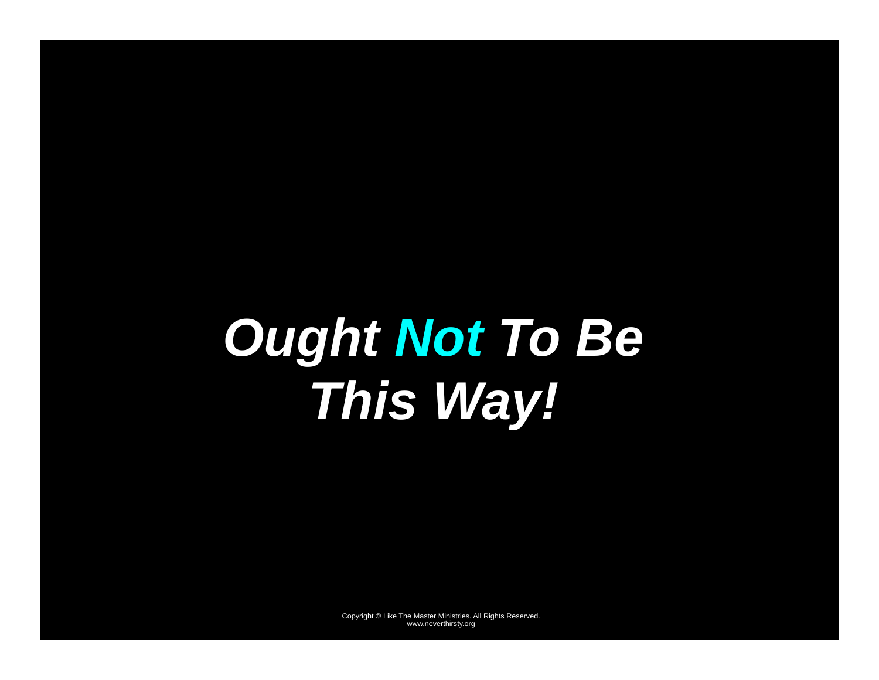# *Ought **Not** To Be This Way!*

Copyright © Like The Master Ministries. All Rights Reserved.
www.neverthirsty.org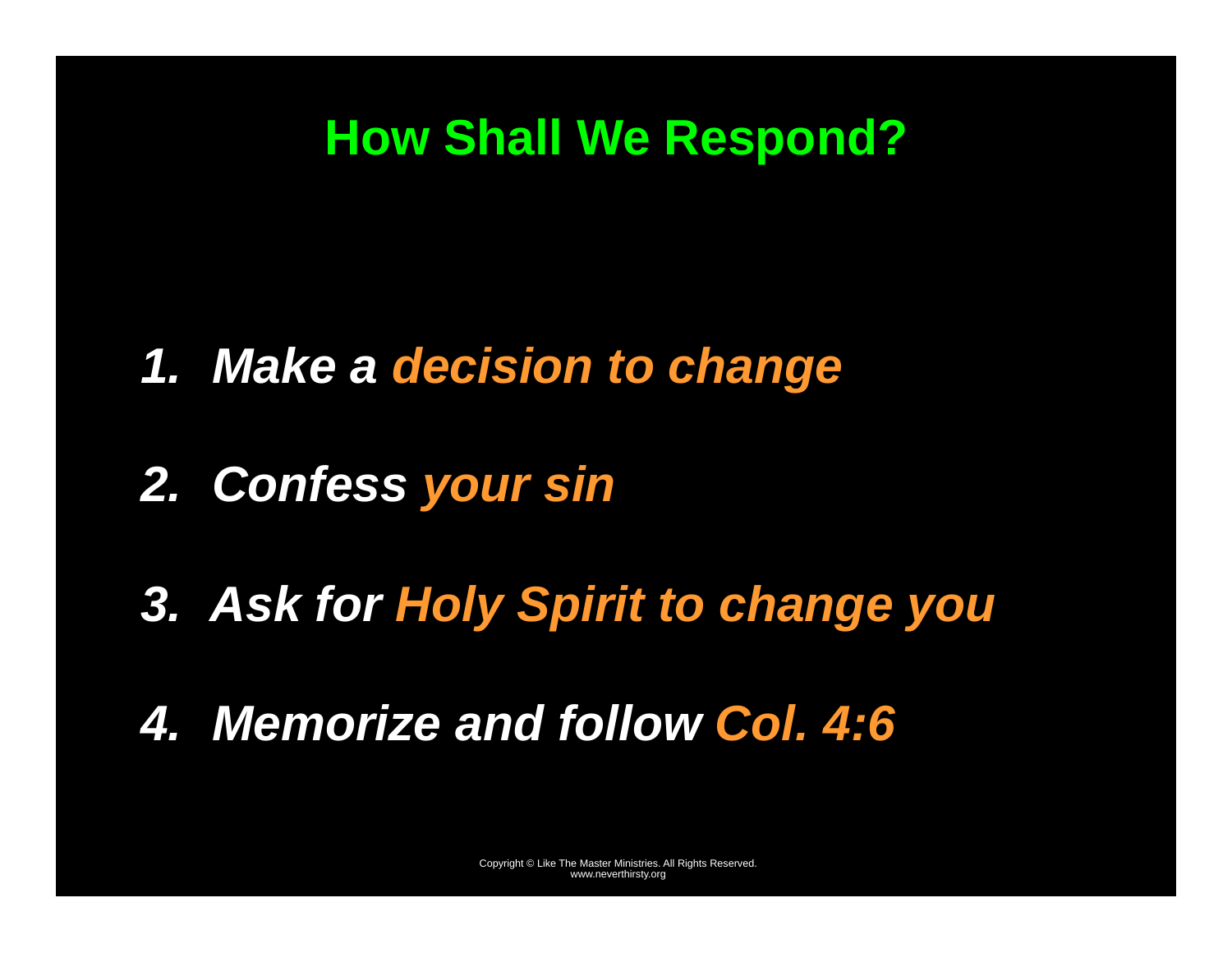# How Shall We Respond?

1. *Make a decision to change*
2. *Confess your sin*
3. *Ask for Holy Spirit to change you*
4. *Memorize and follow Col. 4:6*

Copyright © Like The Master Ministries. All Rights Reserved.
www.neverthirsty.org